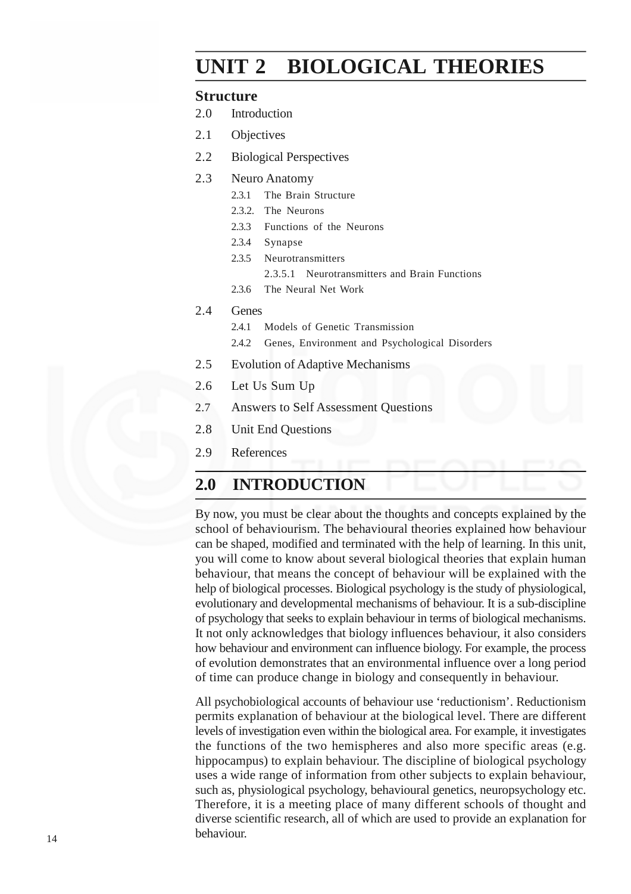# UNIT 2 BIOLOGICAL THEORIES

## Structure

2.0 Introduction

2.1 Objectives

2.2 Biological Perspectives

2.3 Neuro Anatomy

- 2.3.1 The Brain Structure
- 2.3.2. The Neurons
- 2.3.3 Functions of the Neurons
- 2.3.4 Synapse
- 2.3.5 Neurotransmitters
  - 2.3.5.1 Neurotransmitters and Brain Functions
- 2.3.6 The Neural Net Work

2.4 Genes

- 2.4.1 Models of Genetic Transmission
- 2.4.2 Genes, Environment and Psychological Disorders

2.5 Evolution of Adaptive Mechanisms

2.6 Let Us Sum Up

2.7 Answers to Self Assessment Questions

2.8 Unit End Questions

2.9 References

## 2.0 INTRODUCTION

By now, you must be clear about the thoughts and concepts explained by the school of behaviourism. The behavioural theories explained how behaviour can be shaped, modified and terminated with the help of learning. In this unit, you will come to know about several biological theories that explain human behaviour, that means the concept of behaviour will be explained with the help of biological processes. Biological psychology is the study of physiological, evolutionary and developmental mechanisms of behaviour. It is a sub-discipline of psychology that seeks to explain behaviour in terms of biological mechanisms. It not only acknowledges that biology influences behaviour, it also considers how behaviour and environment can influence biology. For example, the process of evolution demonstrates that an environmental influence over a long period of time can produce change in biology and consequently in behaviour.

All psychobiological accounts of behaviour use 'reductionism'. Reductionism permits explanation of behaviour at the biological level. There are different levels of investigation even within the biological area. For example, it investigates the functions of the two hemispheres and also more specific areas (e.g. hippocampus) to explain behaviour. The discipline of biological psychology uses a wide range of information from other subjects to explain behaviour, such as, physiological psychology, behavioural genetics, neuropsychology etc. Therefore, it is a meeting place of many different schools of thought and diverse scientific research, all of which are used to provide an explanation for behaviour.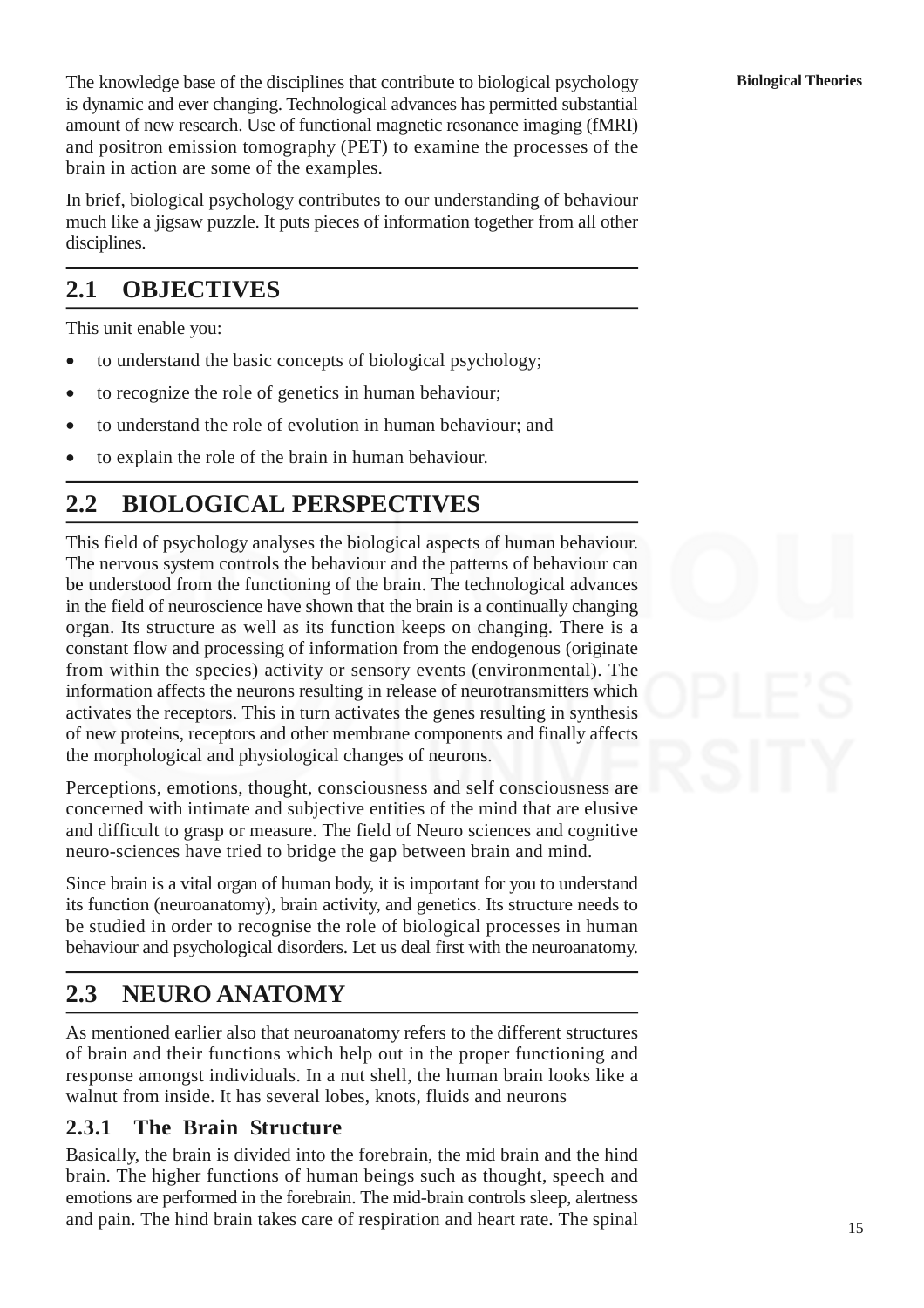The knowledge base of the disciplines that contribute to biological psychology is dynamic and ever changing. Technological advances has permitted substantial amount of new research. Use of functional magnetic resonance imaging (fMRI) and positron emission tomography (PET) to examine the processes of the brain in action are some of the examples.

In brief, biological psychology contributes to our understanding of behaviour much like a jigsaw puzzle. It puts pieces of information together from all other disciplines.

## 2.1 OBJECTIVES

This unit enable you:

- to understand the basic concepts of biological psychology;
- to recognize the role of genetics in human behaviour;
- to understand the role of evolution in human behaviour; and
- to explain the role of the brain in human behaviour.

## 2.2 BIOLOGICAL PERSPECTIVES

This field of psychology analyses the biological aspects of human behaviour. The nervous system controls the behaviour and the patterns of behaviour can be understood from the functioning of the brain. The technological advances in the field of neuroscience have shown that the brain is a continually changing organ. Its structure as well as its function keeps on changing. There is a constant flow and processing of information from the endogenous (originate from within the species) activity or sensory events (environmental). The information affects the neurons resulting in release of neurotransmitters which activates the receptors. This in turn activates the genes resulting in synthesis of new proteins, receptors and other membrane components and finally affects the morphological and physiological changes of neurons.

Perceptions, emotions, thought, consciousness and self consciousness are concerned with intimate and subjective entities of the mind that are elusive and difficult to grasp or measure. The field of Neuro sciences and cognitive neuro-sciences have tried to bridge the gap between brain and mind.

Since brain is a vital organ of human body, it is important for you to understand its function (neuroanatomy), brain activity, and genetics. Its structure needs to be studied in order to recognise the role of biological processes in human behaviour and psychological disorders. Let us deal first with the neuroanatomy.

## 2.3 NEURO ANATOMY

As mentioned earlier also that neuroanatomy refers to the different structures of brain and their functions which help out in the proper functioning and response amongst individuals. In a nut shell, the human brain looks like a walnut from inside. It has several lobes, knots, fluids and neurons

### 2.3.1 The Brain Structure

Basically, the brain is divided into the forebrain, the mid brain and the hind brain. The higher functions of human beings such as thought, speech and emotions are performed in the forebrain. The mid-brain controls sleep, alertness and pain. The hind brain takes care of respiration and heart rate. The spinal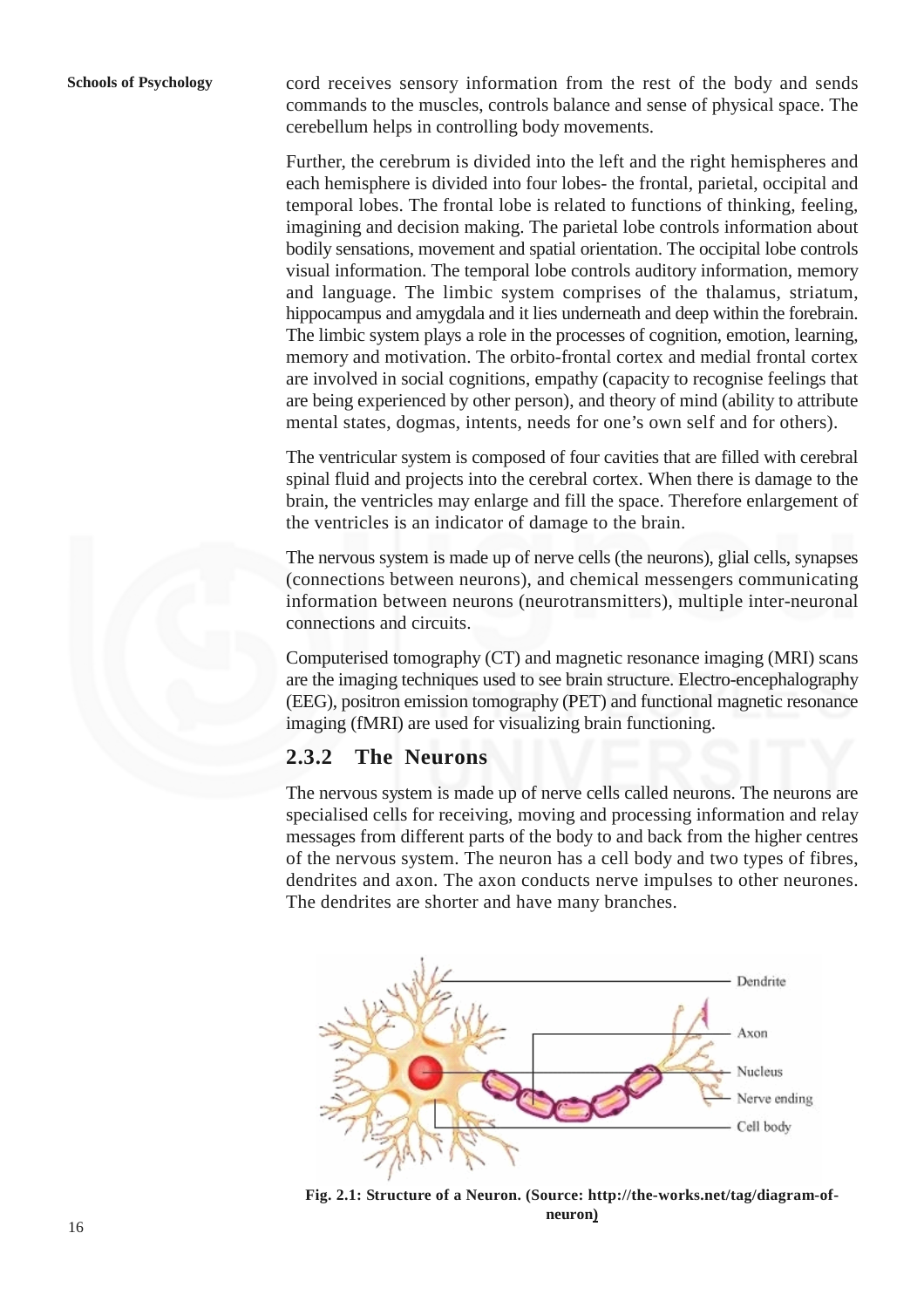cord receives sensory information from the rest of the body and sends commands to the muscles, controls balance and sense of physical space. The cerebellum helps in controlling body movements.

Further, the cerebrum is divided into the left and the right hemispheres and each hemisphere is divided into four lobes- the frontal, parietal, occipital and temporal lobes. The frontal lobe is related to functions of thinking, feeling, imagining and decision making. The parietal lobe controls information about bodily sensations, movement and spatial orientation. The occipital lobe controls visual information. The temporal lobe controls auditory information, memory and language. The limbic system comprises of the thalamus, striatum, hippocampus and amygdala and it lies underneath and deep within the forebrain. The limbic system plays a role in the processes of cognition, emotion, learning, memory and motivation. The orbito-frontal cortex and medial frontal cortex are involved in social cognitions, empathy (capacity to recognise feelings that are being experienced by other person), and theory of mind (ability to attribute mental states, dogmas, intents, needs for one's own self and for others).

The ventricular system is composed of four cavities that are filled with cerebral spinal fluid and projects into the cerebral cortex. When there is damage to the brain, the ventricles may enlarge and fill the space. Therefore enlargement of the ventricles is an indicator of damage to the brain.

The nervous system is made up of nerve cells (the neurons), glial cells, synapses (connections between neurons), and chemical messengers communicating information between neurons (neurotransmitters), multiple inter-neuronal connections and circuits.

Computerised tomography (CT) and magnetic resonance imaging (MRI) scans are the imaging techniques used to see brain structure. Electro-encephalography (EEG), positron emission tomography (PET) and functional magnetic resonance imaging (fMRI) are used for visualizing brain functioning.

### 2.3.2 The Neurons

The nervous system is made up of nerve cells called neurons. The neurons are specialised cells for receiving, moving and processing information and relay messages from different parts of the body to and back from the higher centres of the nervous system. The neuron has a cell body and two types of fibres, dendrites and axon. The axon conducts nerve impulses to other neurones. The dendrites are shorter and have many branches.

Dendrite
Axon
Nucleus
Nerve ending
Cell body

**Fig. 2.1: Structure of a Neuron. (Source: http://the-works.net/tag/diagram-of-neuron)**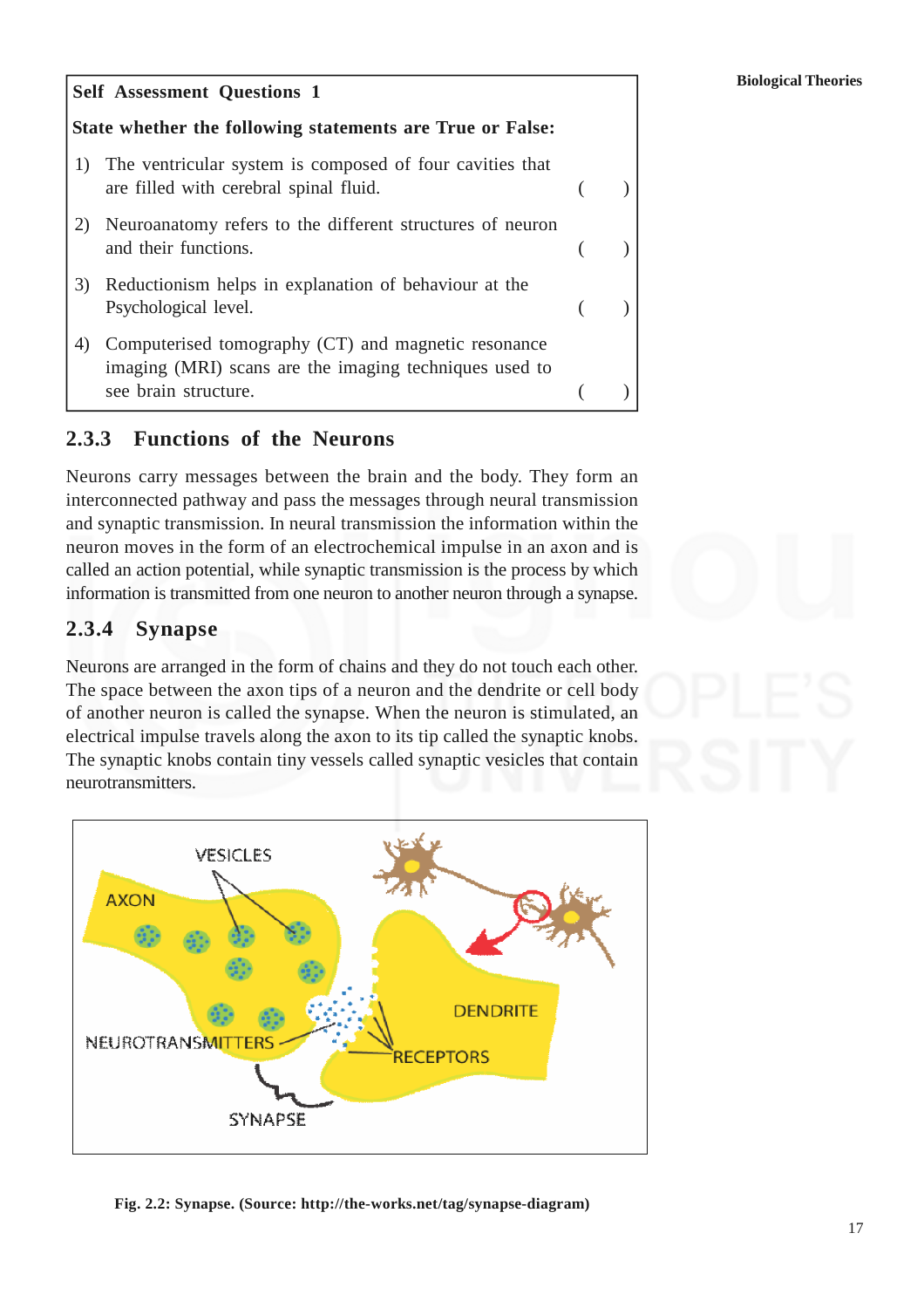**Self Assessment Questions 1**

**State whether the following statements are True or False:**

1) The ventricular system is composed of four cavities that are filled with cerebral spinal fluid. ( )

2) Neuroanatomy refers to the different structures of neuron and their functions. ( )

3) Reductionism helps in explanation of behaviour at the Psychological level. ( )

4) Computerised tomography (CT) and magnetic resonance imaging (MRI) scans are the imaging techniques used to see brain structure. ( )

### 2.3.3 Functions of the Neurons

Neurons carry messages between the brain and the body. They form an interconnected pathway and pass the messages through neural transmission and synaptic transmission. In neural transmission the information within the neuron moves in the form of an electrochemical impulse in an axon and is called an action potential, while synaptic transmission is the process by which information is transmitted from one neuron to another neuron through a synapse.

### 2.3.4 Synapse

Neurons are arranged in the form of chains and they do not touch each other. The space between the axon tips of a neuron and the dendrite or cell body of another neuron is called the synapse. When the neuron is stimulated, an electrical impulse travels along the axon to its tip called the synaptic knobs. The synaptic knobs contain tiny vessels called synaptic vesicles that contain neurotransmitters.

**Fig. 2.2: Synapse. (Source: http://the-works.net/tag/synapse-diagram)**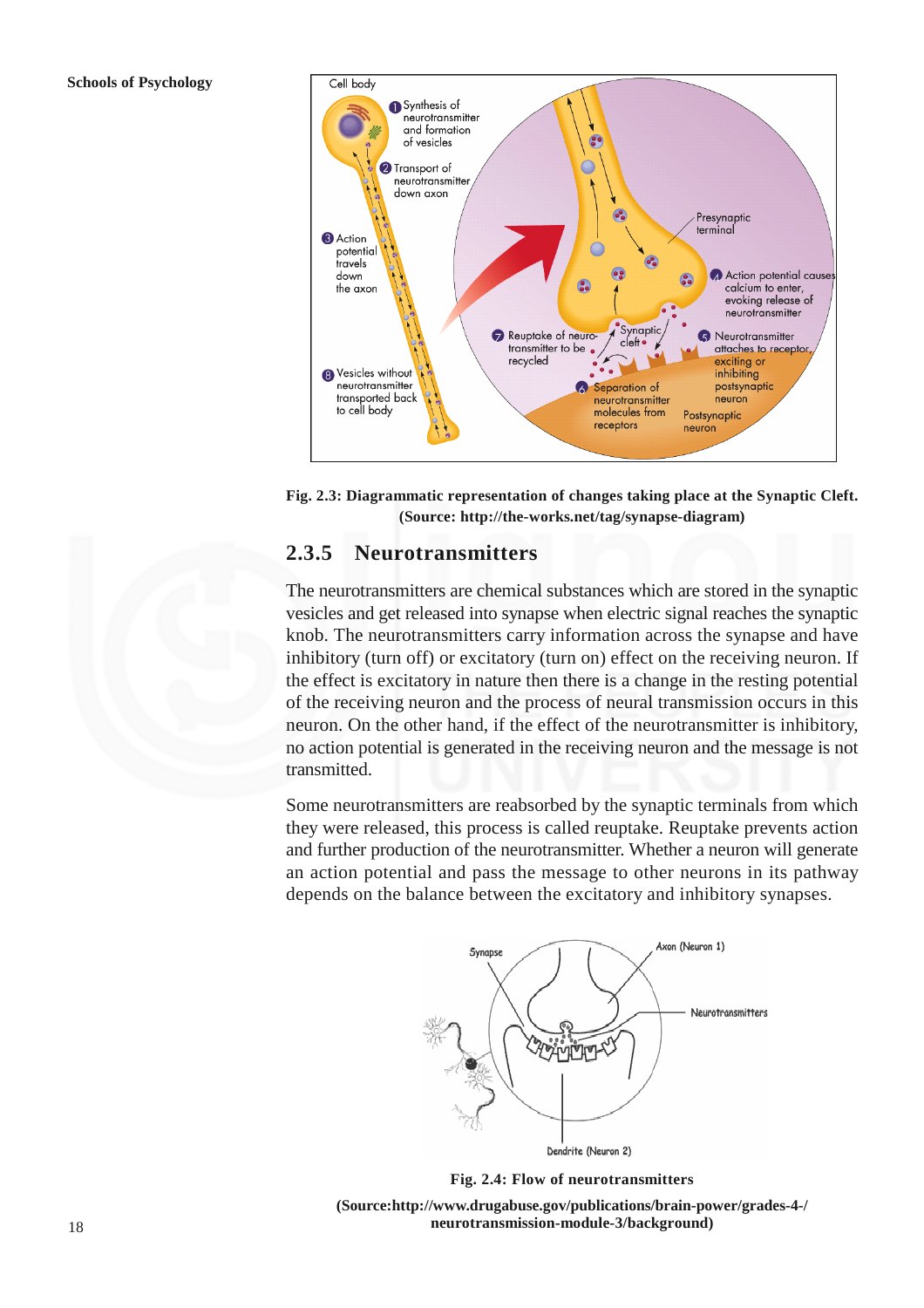Fig. 2.3: Diagrammatic representation of changes taking place at the Synaptic Cleft. (Source: http://the-works.net/tag/synapse-diagram)

### 2.3.5 Neurotransmitters

The neurotransmitters are chemical substances which are stored in the synaptic vesicles and get released into synapse when electric signal reaches the synaptic knob. The neurotransmitters carry information across the synapse and have inhibitory (turn off) or excitatory (turn on) effect on the receiving neuron. If the effect is excitatory in nature then there is a change in the resting potential of the receiving neuron and the process of neural transmission occurs in this neuron. On the other hand, if the effect of the neurotransmitter is inhibitory, no action potential is generated in the receiving neuron and the message is not transmitted.

Some neurotransmitters are reabsorbed by the synaptic terminals from which they were released, this process is called reuptake. Reuptake prevents action and further production of the neurotransmitter. Whether a neuron will generate an action potential and pass the message to other neurons in its pathway depends on the balance between the excitatory and inhibitory synapses.

Fig. 2.4: Flow of neurotransmitters

(Source:http://www.drugabuse.gov/publications/brain-power/grades-4-/neurotransmission-module-3/background)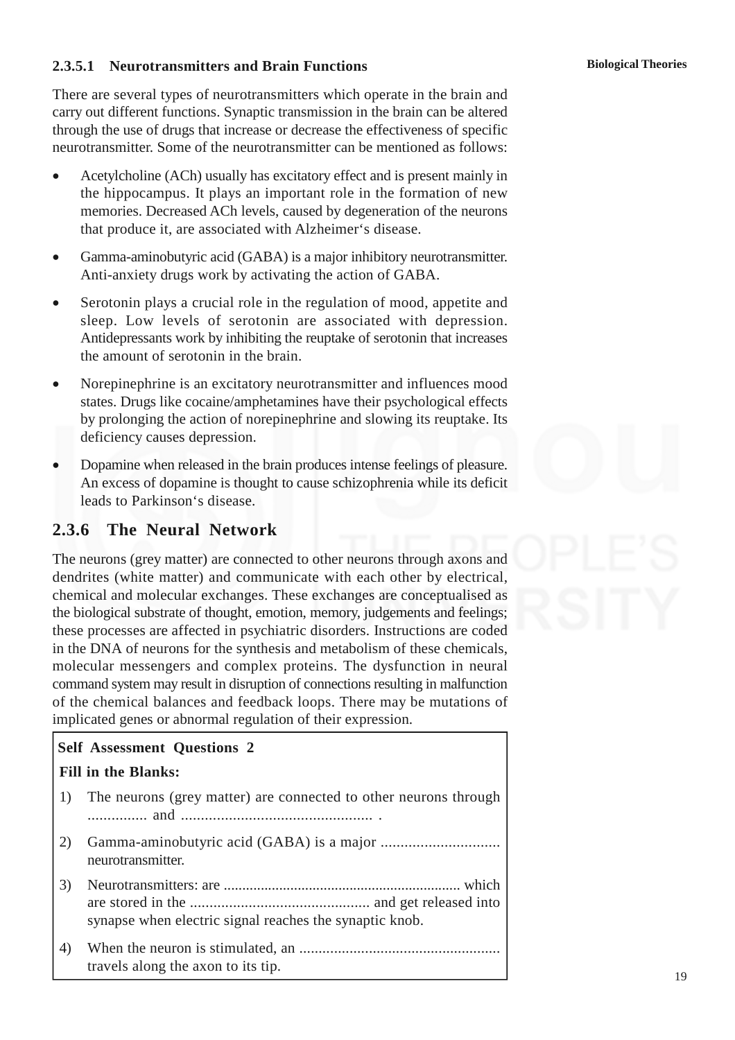#### 2.3.5.1 Neurotransmitters and Brain Functions

There are several types of neurotransmitters which operate in the brain and carry out different functions. Synaptic transmission in the brain can be altered through the use of drugs that increase or decrease the effectiveness of specific neurotransmitter. Some of the neurotransmitter can be mentioned as follows:

- Acetylcholine (ACh) usually has excitatory effect and is present mainly in the hippocampus. It plays an important role in the formation of new memories. Decreased ACh levels, caused by degeneration of the neurons that produce it, are associated with Alzheimer's disease.
- Gamma-aminobutyric acid (GABA) is a major inhibitory neurotransmitter. Anti-anxiety drugs work by activating the action of GABA.
- Serotonin plays a crucial role in the regulation of mood, appetite and sleep. Low levels of serotonin are associated with depression. Antidepressants work by inhibiting the reuptake of serotonin that increases the amount of serotonin in the brain.
- Norepinephrine is an excitatory neurotransmitter and influences mood states. Drugs like cocaine/amphetamines have their psychological effects by prolonging the action of norepinephrine and slowing its reuptake. Its deficiency causes depression.
- Dopamine when released in the brain produces intense feelings of pleasure. An excess of dopamine is thought to cause schizophrenia while its deficit leads to Parkinson's disease.

### 2.3.6 The Neural Network

The neurons (grey matter) are connected to other neurons through axons and dendrites (white matter) and communicate with each other by electrical, chemical and molecular exchanges. These exchanges are conceptualised as the biological substrate of thought, emotion, memory, judgements and feelings; these processes are affected in psychiatric disorders. Instructions are coded in the DNA of neurons for the synthesis and metabolism of these chemicals, molecular messengers and complex proteins. The dysfunction in neural command system may result in disruption of connections resulting in malfunction of the chemical balances and feedback loops. There may be mutations of implicated genes or abnormal regulation of their expression.

**Self Assessment Questions 2**

**Fill in the Blanks:**

1) The neurons (grey matter) are connected to other neurons through ............... and ................................................ .
2) Gamma-aminobutyric acid (GABA) is a major .............................. neurotransmitter.
3) Neurotransmitters: are .............................................................. which are stored in the .............................................. and get released into synapse when electric signal reaches the synaptic knob.
4) When the neuron is stimulated, an .................................................... travels along the axon to its tip.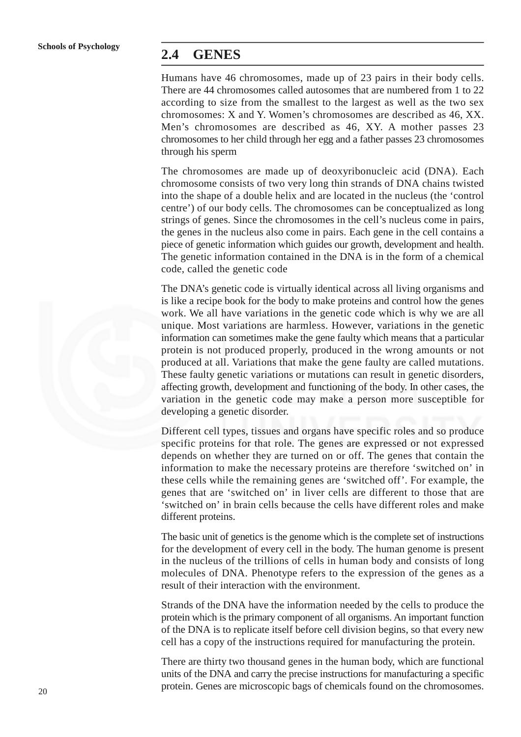## 2.4 GENES

Humans have 46 chromosomes, made up of 23 pairs in their body cells. There are 44 chromosomes called autosomes that are numbered from 1 to 22 according to size from the smallest to the largest as well as the two sex chromosomes: X and Y. Women's chromosomes are described as 46, XX. Men's chromosomes are described as 46, XY. A mother passes 23 chromosomes to her child through her egg and a father passes 23 chromosomes through his sperm

The chromosomes are made up of deoxyribonucleic acid (DNA). Each chromosome consists of two very long thin strands of DNA chains twisted into the shape of a double helix and are located in the nucleus (the 'control centre') of our body cells. The chromosomes can be conceptualized as long strings of genes. Since the chromosomes in the cell's nucleus come in pairs, the genes in the nucleus also come in pairs. Each gene in the cell contains a piece of genetic information which guides our growth, development and health. The genetic information contained in the DNA is in the form of a chemical code, called the genetic code

The DNA's genetic code is virtually identical across all living organisms and is like a recipe book for the body to make proteins and control how the genes work. We all have variations in the genetic code which is why we are all unique. Most variations are harmless. However, variations in the genetic information can sometimes make the gene faulty which means that a particular protein is not produced properly, produced in the wrong amounts or not produced at all. Variations that make the gene faulty are called mutations. These faulty genetic variations or mutations can result in genetic disorders, affecting growth, development and functioning of the body. In other cases, the variation in the genetic code may make a person more susceptible for developing a genetic disorder.

Different cell types, tissues and organs have specific roles and so produce specific proteins for that role. The genes are expressed or not expressed depends on whether they are turned on or off. The genes that contain the information to make the necessary proteins are therefore 'switched on' in these cells while the remaining genes are 'switched off'. For example, the genes that are 'switched on' in liver cells are different to those that are 'switched on' in brain cells because the cells have different roles and make different proteins.

The basic unit of genetics is the genome which is the complete set of instructions for the development of every cell in the body. The human genome is present in the nucleus of the trillions of cells in human body and consists of long molecules of DNA. Phenotype refers to the expression of the genes as a result of their interaction with the environment.

Strands of the DNA have the information needed by the cells to produce the protein which is the primary component of all organisms. An important function of the DNA is to replicate itself before cell division begins, so that every new cell has a copy of the instructions required for manufacturing the protein.

There are thirty two thousand genes in the human body, which are functional units of the DNA and carry the precise instructions for manufacturing a specific protein. Genes are microscopic bags of chemicals found on the chromosomes.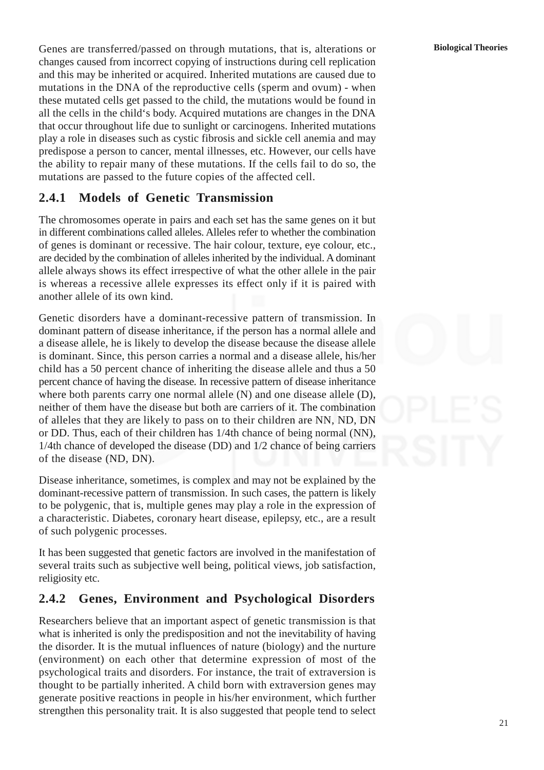Genes are transferred/passed on through mutations, that is, alterations or changes caused from incorrect copying of instructions during cell replication and this may be inherited or acquired. Inherited mutations are caused due to mutations in the DNA of the reproductive cells (sperm and ovum) - when these mutated cells get passed to the child, the mutations would be found in all the cells in the child's body. Acquired mutations are changes in the DNA that occur throughout life due to sunlight or carcinogens. Inherited mutations play a role in diseases such as cystic fibrosis and sickle cell anemia and may predispose a person to cancer, mental illnesses, etc. However, our cells have the ability to repair many of these mutations. If the cells fail to do so, the mutations are passed to the future copies of the affected cell.

### 2.4.1 Models of Genetic Transmission

The chromosomes operate in pairs and each set has the same genes on it but in different combinations called alleles. Alleles refer to whether the combination of genes is dominant or recessive. The hair colour, texture, eye colour, etc., are decided by the combination of alleles inherited by the individual. A dominant allele always shows its effect irrespective of what the other allele in the pair is whereas a recessive allele expresses its effect only if it is paired with another allele of its own kind.

Genetic disorders have a dominant-recessive pattern of transmission. In dominant pattern of disease inheritance, if the person has a normal allele and a disease allele, he is likely to develop the disease because the disease allele is dominant. Since, this person carries a normal and a disease allele, his/her child has a 50 percent chance of inheriting the disease allele and thus a 50 percent chance of having the disease. In recessive pattern of disease inheritance where both parents carry one normal allele (N) and one disease allele (D), neither of them have the disease but both are carriers of it. The combination of alleles that they are likely to pass on to their children are NN, ND, DN or DD. Thus, each of their children has 1/4th chance of being normal (NN), 1/4th chance of developed the disease (DD) and 1/2 chance of being carriers of the disease (ND, DN).

Disease inheritance, sometimes, is complex and may not be explained by the dominant-recessive pattern of transmission. In such cases, the pattern is likely to be polygenic, that is, multiple genes may play a role in the expression of a characteristic. Diabetes, coronary heart disease, epilepsy, etc., are a result of such polygenic processes.

It has been suggested that genetic factors are involved in the manifestation of several traits such as subjective well being, political views, job satisfaction, religiosity etc.

### 2.4.2 Genes, Environment and Psychological Disorders

Researchers believe that an important aspect of genetic transmission is that what is inherited is only the predisposition and not the inevitability of having the disorder. It is the mutual influences of nature (biology) and the nurture (environment) on each other that determine expression of most of the psychological traits and disorders. For instance, the trait of extraversion is thought to be partially inherited. A child born with extraversion genes may generate positive reactions in people in his/her environment, which further strengthen this personality trait. It is also suggested that people tend to select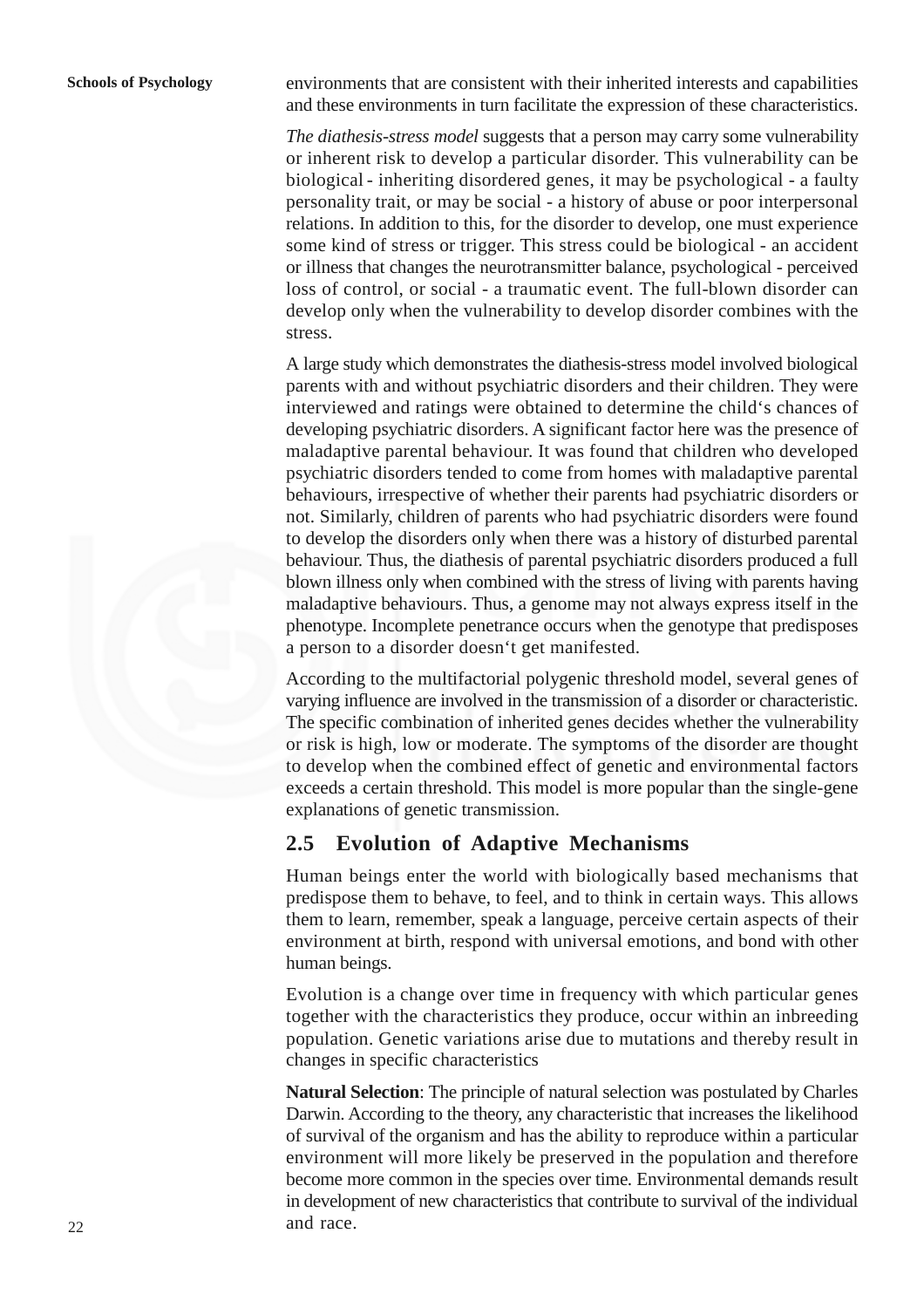environments that are consistent with their inherited interests and capabilities and these environments in turn facilitate the expression of these characteristics.

*The diathesis-stress model* suggests that a person may carry some vulnerability or inherent risk to develop a particular disorder. This vulnerability can be biological - inheriting disordered genes, it may be psychological - a faulty personality trait, or may be social - a history of abuse or poor interpersonal relations. In addition to this, for the disorder to develop, one must experience some kind of stress or trigger. This stress could be biological - an accident or illness that changes the neurotransmitter balance, psychological - perceived loss of control, or social - a traumatic event. The full-blown disorder can develop only when the vulnerability to develop disorder combines with the stress.

A large study which demonstrates the diathesis-stress model involved biological parents with and without psychiatric disorders and their children. They were interviewed and ratings were obtained to determine the child‘s chances of developing psychiatric disorders. A significant factor here was the presence of maladaptive parental behaviour. It was found that children who developed psychiatric disorders tended to come from homes with maladaptive parental behaviours, irrespective of whether their parents had psychiatric disorders or not. Similarly, children of parents who had psychiatric disorders were found to develop the disorders only when there was a history of disturbed parental behaviour. Thus, the diathesis of parental psychiatric disorders produced a full blown illness only when combined with the stress of living with parents having maladaptive behaviours. Thus, a genome may not always express itself in the phenotype. Incomplete penetrance occurs when the genotype that predisposes a person to a disorder doesn‘t get manifested.

According to the multifactorial polygenic threshold model, several genes of varying influence are involved in the transmission of a disorder or characteristic. The specific combination of inherited genes decides whether the vulnerability or risk is high, low or moderate. The symptoms of the disorder are thought to develop when the combined effect of genetic and environmental factors exceeds a certain threshold. This model is more popular than the single-gene explanations of genetic transmission.

## 2.5 Evolution of Adaptive Mechanisms

Human beings enter the world with biologically based mechanisms that predispose them to behave, to feel, and to think in certain ways. This allows them to learn, remember, speak a language, perceive certain aspects of their environment at birth, respond with universal emotions, and bond with other human beings.

Evolution is a change over time in frequency with which particular genes together with the characteristics they produce, occur within an inbreeding population. Genetic variations arise due to mutations and thereby result in changes in specific characteristics

**Natural Selection**: The principle of natural selection was postulated by Charles Darwin. According to the theory, any characteristic that increases the likelihood of survival of the organism and has the ability to reproduce within a particular environment will more likely be preserved in the population and therefore become more common in the species over time. Environmental demands result in development of new characteristics that contribute to survival of the individual and race.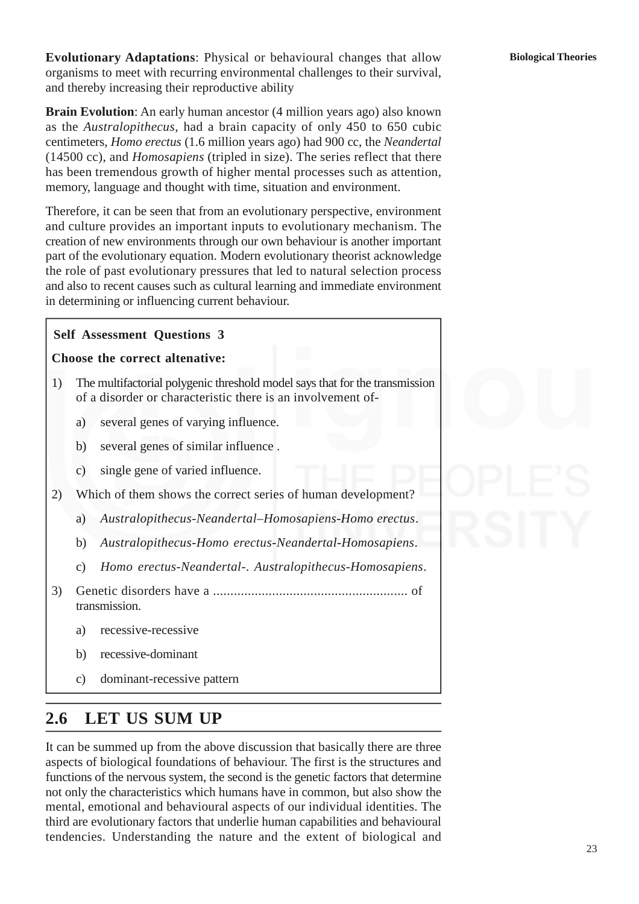**Evolutionary Adaptations**: Physical or behavioural changes that allow organisms to meet with recurring environmental challenges to their survival, and thereby increasing their reproductive ability

**Brain Evolution**: An early human ancestor (4 million years ago) also known as the *Australopithecus*, had a brain capacity of only 450 to 650 cubic centimeters, *Homo erectus* (1.6 million years ago) had 900 cc, the *Neandertal* (14500 cc), and *Homosapiens* (tripled in size). The series reflect that there has been tremendous growth of higher mental processes such as attention, memory, language and thought with time, situation and environment.

Therefore, it can be seen that from an evolutionary perspective, environment and culture provides an important inputs to evolutionary mechanism. The creation of new environments through our own behaviour is another important part of the evolutionary equation. Modern evolutionary theorist acknowledge the role of past evolutionary pressures that led to natural selection process and also to recent causes such as cultural learning and immediate environment in determining or influencing current behaviour.

> **Self Assessment Questions 3**
>
> **Choose the correct altenative:**
>
> 1) The multifactorial polygenic threshold model says that for the transmission of a disorder or characteristic there is an involvement of-
>
>    a) several genes of varying influence.
>
>    b) several genes of similar influence .
>
>    c) single gene of varied influence.
>
> 2) Which of them shows the correct series of human development?
>
>    a) *Australopithecus-Neandertal–Homosapiens-Homo erectus*.
>
>    b) *Australopithecus-Homo erectus-Neandertal-Homosapiens*.
>
>    c) *Homo erectus-Neandertal-. Australopithecus-Homosapiens*.
>
> 3) Genetic disorders have a ........................................................ of transmission.
>
>    a) recessive-recessive
>
>    b) recessive-dominant
>
>    c) dominant-recessive pattern

## 2.6 LET US SUM UP

It can be summed up from the above discussion that basically there are three aspects of biological foundations of behaviour. The first is the structures and functions of the nervous system, the second is the genetic factors that determine not only the characteristics which humans have in common, but also show the mental, emotional and behavioural aspects of our individual identities. The third are evolutionary factors that underlie human capabilities and behavioural tendencies. Understanding the nature and the extent of biological and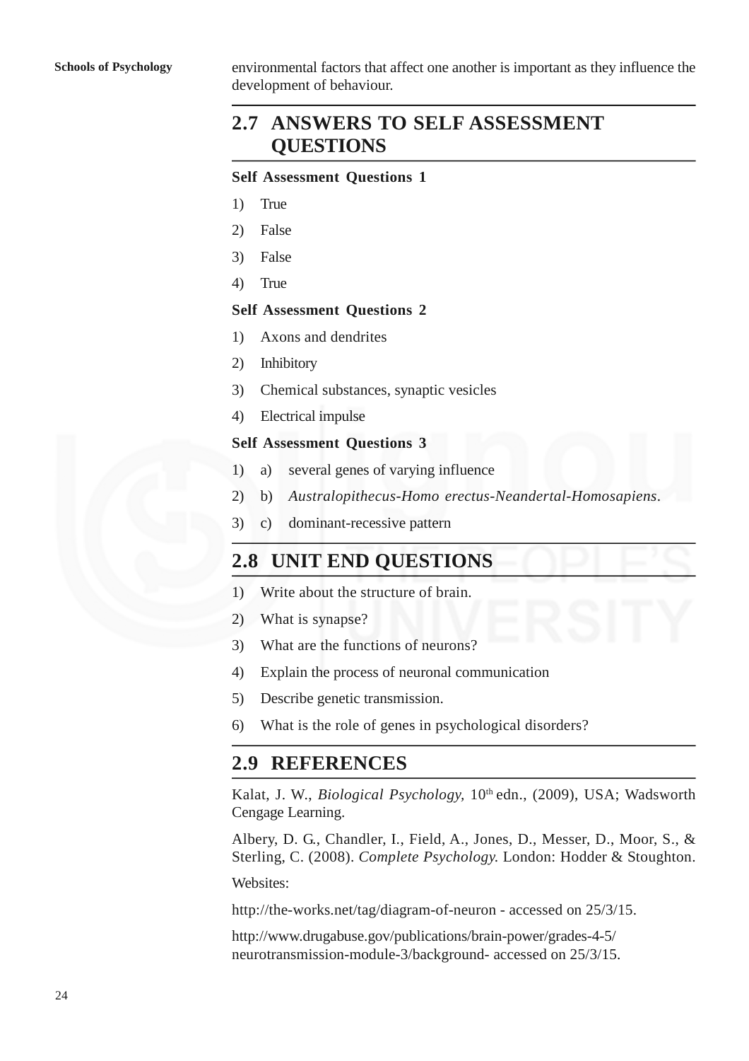environmental factors that affect one another is important as they influence the development of behaviour.

## 2.7 ANSWERS TO SELF ASSESSMENT QUESTIONS

**Self Assessment Questions 1**

1) True
2) False
3) False
4) True

**Self Assessment Questions 2**

1) Axons and dendrites
2) Inhibitory
3) Chemical substances, synaptic vesicles
4) Electrical impulse

**Self Assessment Questions 3**

1) a) several genes of varying influence
2) b) *Australopithecus-Homo erectus-Neandertal-Homosapiens*.
3) c) dominant-recessive pattern

## 2.8 UNIT END QUESTIONS

1) Write about the structure of brain.
2) What is synapse?
3) What are the functions of neurons?
4) Explain the process of neuronal communication
5) Describe genetic transmission.
6) What is the role of genes in psychological disorders?

## 2.9 REFERENCES

Kalat, J. W., *Biological Psychology,* 10th edn., (2009), USA; Wadsworth Cengage Learning.

Albery, D. G., Chandler, I., Field, A., Jones, D., Messer, D., Moor, S., & Sterling, C. (2008). *Complete Psychology.* London: Hodder & Stoughton.

Websites:

http://the-works.net/tag/diagram-of-neuron - accessed on 25/3/15.

http://www.drugabuse.gov/publications/brain-power/grades-4-5/neurotransmission-module-3/background- accessed on 25/3/15.